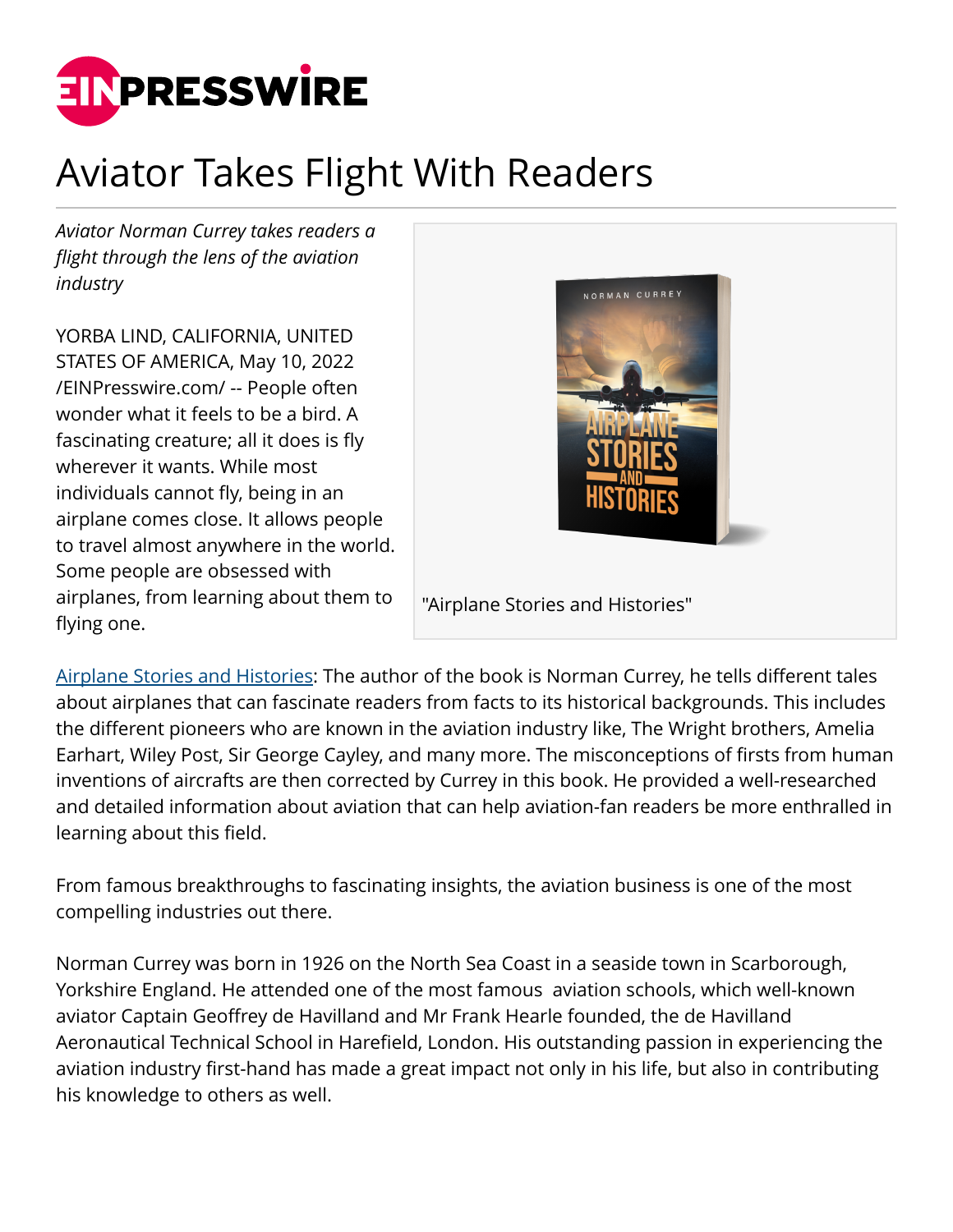# Aviator Takes Flight With Readers

*Aviator Norman Currey takes readers a flight through the lens of the aviation industry*

YORBA LIND, CALIFORNIA, UNITED STATES OF AMERICA, May 10, 2022 /EINPresswire.com/ -- People often wonder what it feels to be a bird. A fascinating creature; all it does is fly wherever it wants. While most individuals cannot fly, being in an airplane comes close. It allows people to travel almost anywhere in the world. Some people are obsessed with airplanes, from learning about them to flying one.

"Airplane Stories and Histories"

Airplane Stories and Histories: The author of the book is Norman Currey, he tells different tales about airplanes that can fascinate readers from facts to its historical backgrounds. This includes the different pioneers who are known in the aviation industry like, The Wright brothers, Amelia Earhart, Wiley Post, Sir George Cayley, and many more. The misconceptions of firsts from human inventions of aircrafts are then corrected by Currey in this book. He provided a well-researched and detailed information about aviation that can help aviation-fan readers be more enthralled in learning about this field.

From famous breakthroughs to fascinating insights, the aviation business is one of the most compelling industries out there.

Norman Currey was born in 1926 on the North Sea Coast in a seaside town in Scarborough, Yorkshire England. He attended one of the most famous aviation schools, which well-known aviator Captain Geoffrey de Havilland and Mr Frank Hearle founded, the de Havilland Aeronautical Technical School in Harefield, London. His outstanding passion in experiencing the aviation industry first-hand has made a great impact not only in his life, but also in contributing his knowledge to others as well.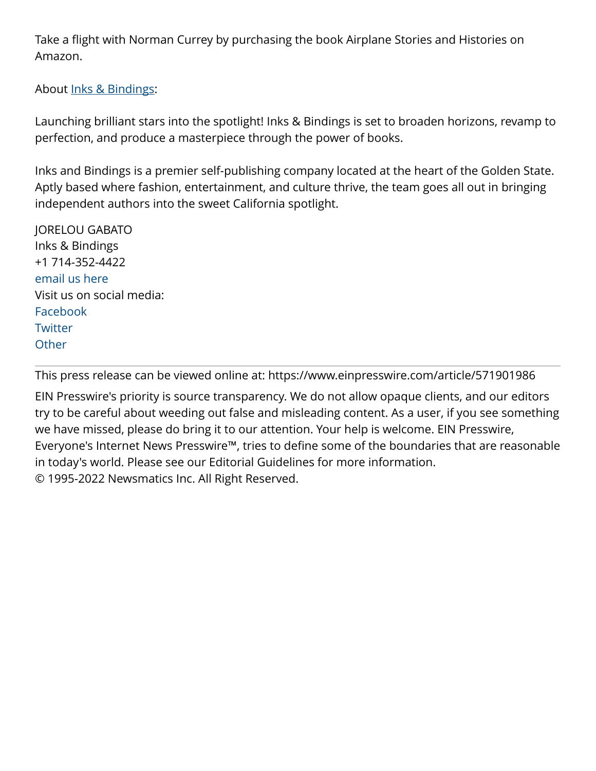Take a flight with Norman Currey by purchasing the book Airplane Stories and Histories on Amazon.

About Inks & Bindings:

Launching brilliant stars into the spotlight! Inks & Bindings is set to broaden horizons, revamp to perfection, and produce a masterpiece through the power of books.

Inks and Bindings is a premier self-publishing company located at the heart of the Golden State. Aptly based where fashion, entertainment, and culture thrive, the team goes all out in bringing independent authors into the sweet California spotlight.

JORELOU GABATO
Inks & Bindings
+1 714-352-4422
email us here
Visit us on social media:
Facebook
Twitter
Other

---

This press release can be viewed online at: https://www.einpresswire.com/article/571901986

EIN Presswire's priority is source transparency. We do not allow opaque clients, and our editors try to be careful about weeding out false and misleading content. As a user, if you see something we have missed, please do bring it to our attention. Your help is welcome. EIN Presswire, Everyone's Internet News Presswire™, tries to define some of the boundaries that are reasonable in today's world. Please see our Editorial Guidelines for more information.
© 1995-2022 Newsmatics Inc. All Right Reserved.